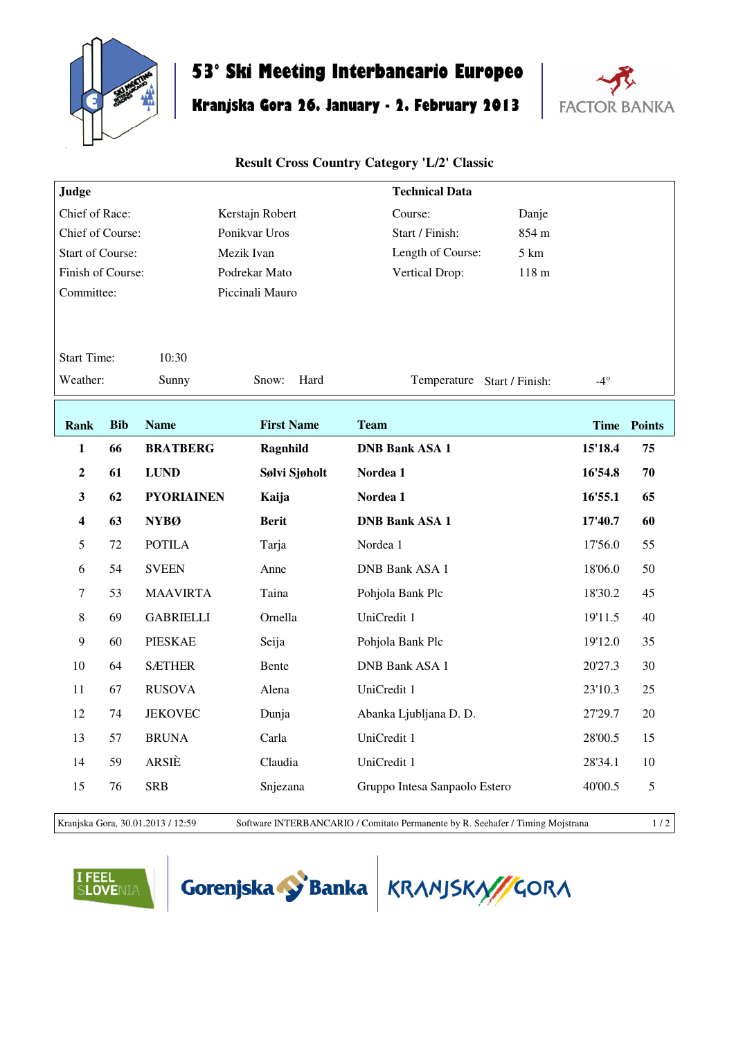# 53° Ski Meeting Interbancario Europeo

## Kranjska Gora 26. January - 2. February 2013

FACTOR BANKA

### Result Cross Country Category 'L/2' Classic

| **Judge** | | **Technical Data** | |
|---|---|---|---|
| Chief of Race: | Kerstajn Robert | Course: | Danje |
| Chief of Course: | Ponikvar Uros | Start / Finish: | 854 m |
| Start of Course: | Mezik Ivan | Length of Course: | 5 km |
| Finish of Course: | Podrekar Mato | Vertical Drop: | 118 m |
| Committee: | Piccinali Mauro | | |

Start Time: 10:30

Weather: Sunny — Snow: Hard — Temperature Start / Finish: -4°

| Rank | Bib | Name | First Name | Team | Time | Points |
|---|---|---|---|---|---|---|
| **1** | **66** | **BRATBERG** | **Ragnhild** | **DNB Bank ASA 1** | **15'18.4** | **75** |
| **2** | **61** | **LUND** | **Sølvi Sjøholt** | **Nordea 1** | **16'54.8** | **70** |
| **3** | **62** | **PYORIAINEN** | **Kaija** | **Nordea 1** | **16'55.1** | **65** |
| **4** | **63** | **NYBØ** | **Berit** | **DNB Bank ASA 1** | **17'40.7** | **60** |
| 5 | 72 | POTILA | Tarja | Nordea 1 | 17'56.0 | 55 |
| 6 | 54 | SVEEN | Anne | DNB Bank ASA 1 | 18'06.0 | 50 |
| 7 | 53 | MAAVIRTA | Taina | Pohjola Bank Plc | 18'30.2 | 45 |
| 8 | 69 | GABRIELLI | Ornella | UniCredit 1 | 19'11.5 | 40 |
| 9 | 60 | PIESKAE | Seija | Pohjola Bank Plc | 19'12.0 | 35 |
| 10 | 64 | SÆTHER | Bente | DNB Bank ASA 1 | 20'27.3 | 30 |
| 11 | 67 | RUSOVA | Alena | UniCredit 1 | 23'10.3 | 25 |
| 12 | 74 | JEKOVEC | Dunja | Abanka Ljubljana D. D. | 27'29.7 | 20 |
| 13 | 57 | BRUNA | Carla | UniCredit 1 | 28'00.5 | 15 |
| 14 | 59 | ARSIÈ | Claudia | UniCredit 1 | 28'34.1 | 10 |
| 15 | 76 | SRB | Snjezana | Gruppo Intesa Sanpaolo Estero | 40'00.5 | 5 |

Kranjska Gora, 30.01.2013 / 12:59 — Software INTERBANCARIO / Comitato Permanente by R. Seehafer / Timing Mojstrana

I FEEL SLOVENIA — Gorenjska Banka — KRANJSKA GORA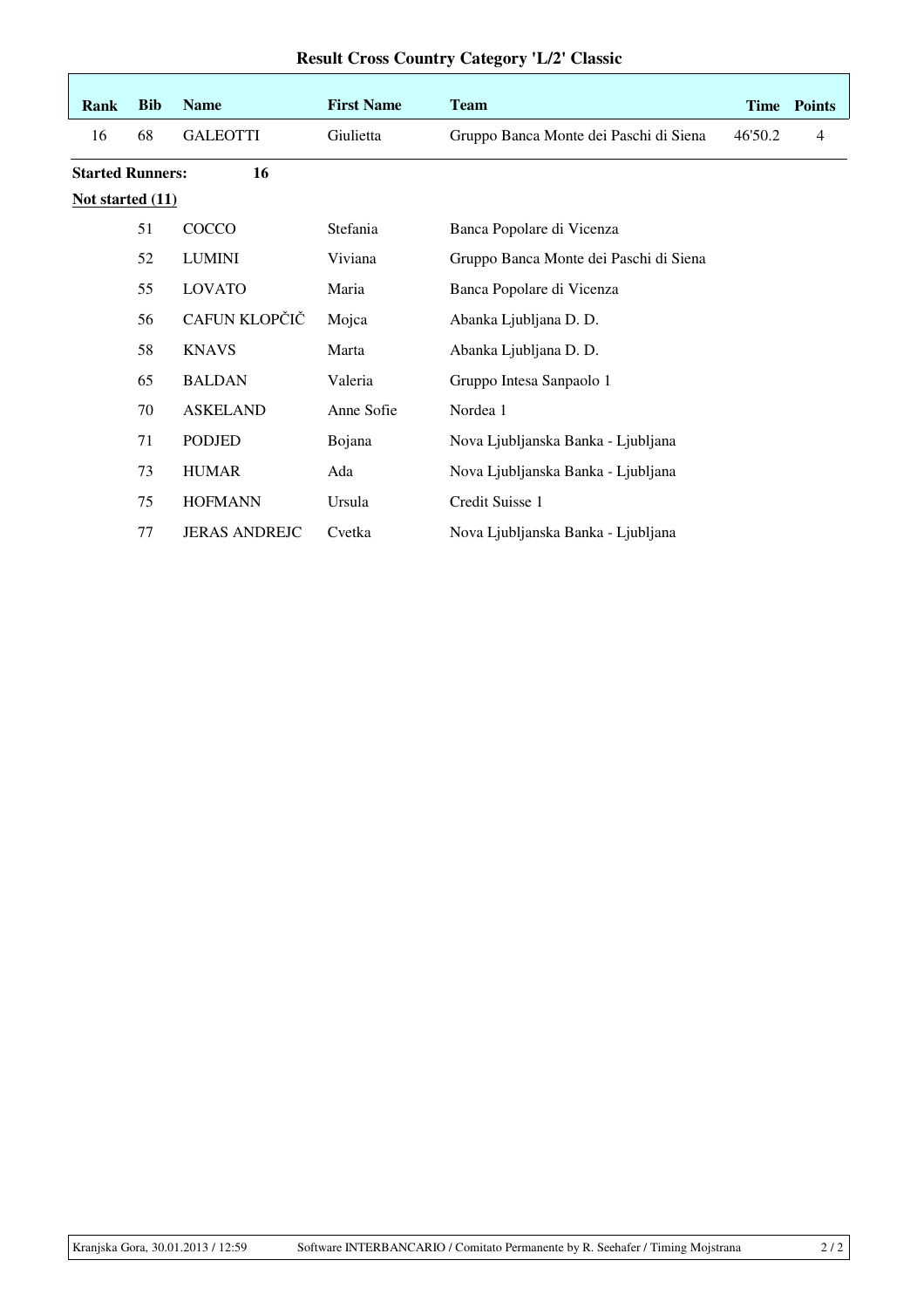# Result Cross Country Category 'L/2' Classic

| Rank | Bib | Name | First Name | Team | Time | Points |
|---|---|---|---|---|---|---|
| 16 | 68 | GALEOTTI | Giulietta | Gruppo Banca Monte dei Paschi di Siena | 46'50.2 | 4 |

**Started Runners:** **16**

**Not started (11)**

| | Bib | Name | First Name | Team |
|---|---|---|---|---|
| | 51 | COCCO | Stefania | Banca Popolare di Vicenza |
| | 52 | LUMINI | Viviana | Gruppo Banca Monte dei Paschi di Siena |
| | 55 | LOVATO | Maria | Banca Popolare di Vicenza |
| | 56 | CAFUN KLOPČIČ | Mojca | Abanka Ljubljana D. D. |
| | 58 | KNAVS | Marta | Abanka Ljubljana D. D. |
| | 65 | BALDAN | Valeria | Gruppo Intesa Sanpaolo 1 |
| | 70 | ASKELAND | Anne Sofie | Nordea 1 |
| | 71 | PODJED | Bojana | Nova Ljubljanska Banka - Ljubljana |
| | 73 | HUMAR | Ada | Nova Ljubljanska Banka - Ljubljana |
| | 75 | HOFMANN | Ursula | Credit Suisse 1 |
| | 77 | JERAS ANDREJC | Cvetka | Nova Ljubljanska Banka - Ljubljana |

Kranjska Gora, 30.01.2013 / 12:59 Software INTERBANCARIO / Comitato Permanente by R. Seehafer / Timing Mojstrana